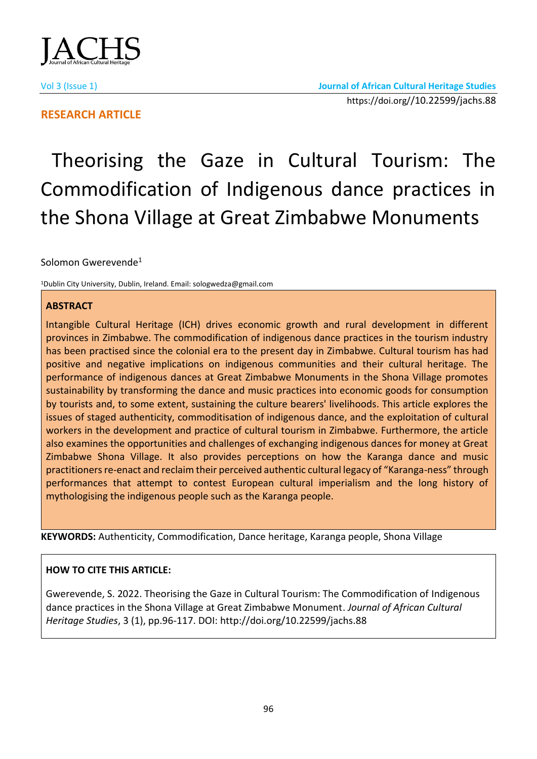**RESEARCH ARTICLE**

https://doi.org//10.22599/jachs.88

# Theorising the Gaze in Cultural Tourism: The Commodification of Indigenous dance practices in the Shona Village at Great Zimbabwe Monuments

Solomon Gwerevende[1]

[1]Dublin City University, Dublin, Ireland. Email: sologwedza@gmail.com

**ABSTRACT**

Intangible Cultural Heritage (ICH) drives economic growth and rural development in different provinces in Zimbabwe. The commodification of indigenous dance practices in the tourism industry has been practised since the colonial era to the present day in Zimbabwe. Cultural tourism has had positive and negative implications on indigenous communities and their cultural heritage. The performance of indigenous dances at Great Zimbabwe Monuments in the Shona Village promotes sustainability by transforming the dance and music practices into economic goods for consumption by tourists and, to some extent, sustaining the culture bearers' livelihoods. This article explores the issues of staged authenticity, commoditisation of indigenous dance, and the exploitation of cultural workers in the development and practice of cultural tourism in Zimbabwe. Furthermore, the article also examines the opportunities and challenges of exchanging indigenous dances for money at Great Zimbabwe Shona Village. It also provides perceptions on how the Karanga dance and music practitioners re-enact and reclaim their perceived authentic cultural legacy of "Karanga-ness" through performances that attempt to contest European cultural imperialism and the long history of mythologising the indigenous people such as the Karanga people.

**KEYWORDS:** Authenticity, Commodification, Dance heritage, Karanga people, Shona Village

**HOW TO CITE THIS ARTICLE:**

Gwerevende, S. 2022. Theorising the Gaze in Cultural Tourism: The Commodification of Indigenous dance practices in the Shona Village at Great Zimbabwe Monument. *Journal of African Cultural Heritage Studies*, 3 (1), pp.96-117. DOI: http://doi.org/10.22599/jachs.88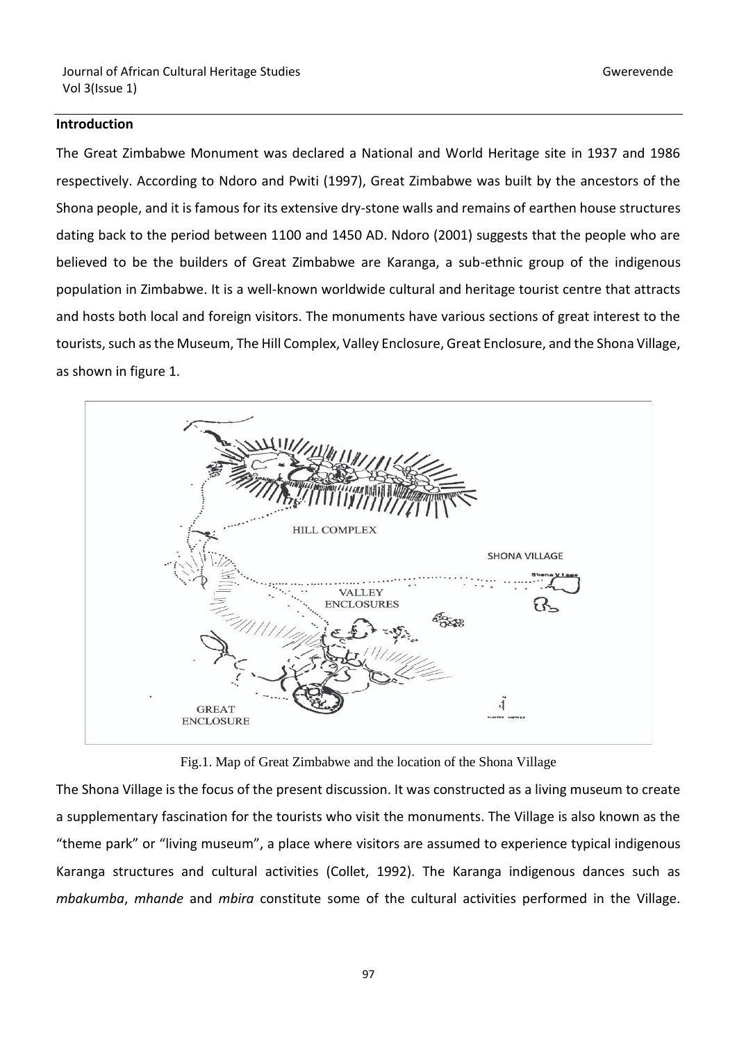## Introduction

The Great Zimbabwe Monument was declared a National and World Heritage site in 1937 and 1986 respectively. According to Ndoro and Pwiti (1997), Great Zimbabwe was built by the ancestors of the Shona people, and it is famous for its extensive dry-stone walls and remains of earthen house structures dating back to the period between 1100 and 1450 AD. Ndoro (2001) suggests that the people who are believed to be the builders of Great Zimbabwe are Karanga, a sub-ethnic group of the indigenous population in Zimbabwe. It is a well-known worldwide cultural and heritage tourist centre that attracts and hosts both local and foreign visitors. The monuments have various sections of great interest to the tourists, such as the Museum, The Hill Complex, Valley Enclosure, Great Enclosure, and the Shona Village, as shown in figure 1.

Fig.1. Map of Great Zimbabwe and the location of the Shona Village

The Shona Village is the focus of the present discussion. It was constructed as a living museum to create a supplementary fascination for the tourists who visit the monuments. The Village is also known as the "theme park" or "living museum", a place where visitors are assumed to experience typical indigenous Karanga structures and cultural activities (Collet, 1992). The Karanga indigenous dances such as *mbakumba*, *mhande* and *mbira* constitute some of the cultural activities performed in the Village.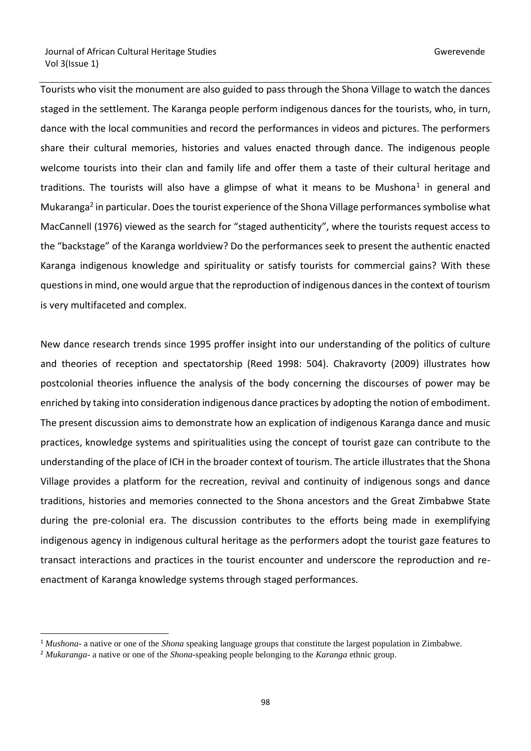Tourists who visit the monument are also guided to pass through the Shona Village to watch the dances staged in the settlement. The Karanga people perform indigenous dances for the tourists, who, in turn, dance with the local communities and record the performances in videos and pictures. The performers share their cultural memories, histories and values enacted through dance. The indigenous people welcome tourists into their clan and family life and offer them a taste of their cultural heritage and traditions. The tourists will also have a glimpse of what it means to be Mushona[1] in general and Mukaranga[2] in particular. Does the tourist experience of the Shona Village performances symbolise what MacCannell (1976) viewed as the search for "staged authenticity", where the tourists request access to the "backstage" of the Karanga worldview? Do the performances seek to present the authentic enacted Karanga indigenous knowledge and spirituality or satisfy tourists for commercial gains? With these questions in mind, one would argue that the reproduction of indigenous dances in the context of tourism is very multifaceted and complex.

New dance research trends since 1995 proffer insight into our understanding of the politics of culture and theories of reception and spectatorship (Reed 1998: 504). Chakravorty (2009) illustrates how postcolonial theories influence the analysis of the body concerning the discourses of power may be enriched by taking into consideration indigenous dance practices by adopting the notion of embodiment. The present discussion aims to demonstrate how an explication of indigenous Karanga dance and music practices, knowledge systems and spiritualities using the concept of tourist gaze can contribute to the understanding of the place of ICH in the broader context of tourism. The article illustrates that the Shona Village provides a platform for the recreation, revival and continuity of indigenous songs and dance traditions, histories and memories connected to the Shona ancestors and the Great Zimbabwe State during the pre-colonial era. The discussion contributes to the efforts being made in exemplifying indigenous agency in indigenous cultural heritage as the performers adopt the tourist gaze features to transact interactions and practices in the tourist encounter and underscore the reproduction and re-enactment of Karanga knowledge systems through staged performances.

---

[1] *Mushona*- a native or one of the *Shona* speaking language groups that constitute the largest population in Zimbabwe.

[2] *Mukaranga*- a native or one of the *Shona*-speaking people belonging to the *Karanga* ethnic group.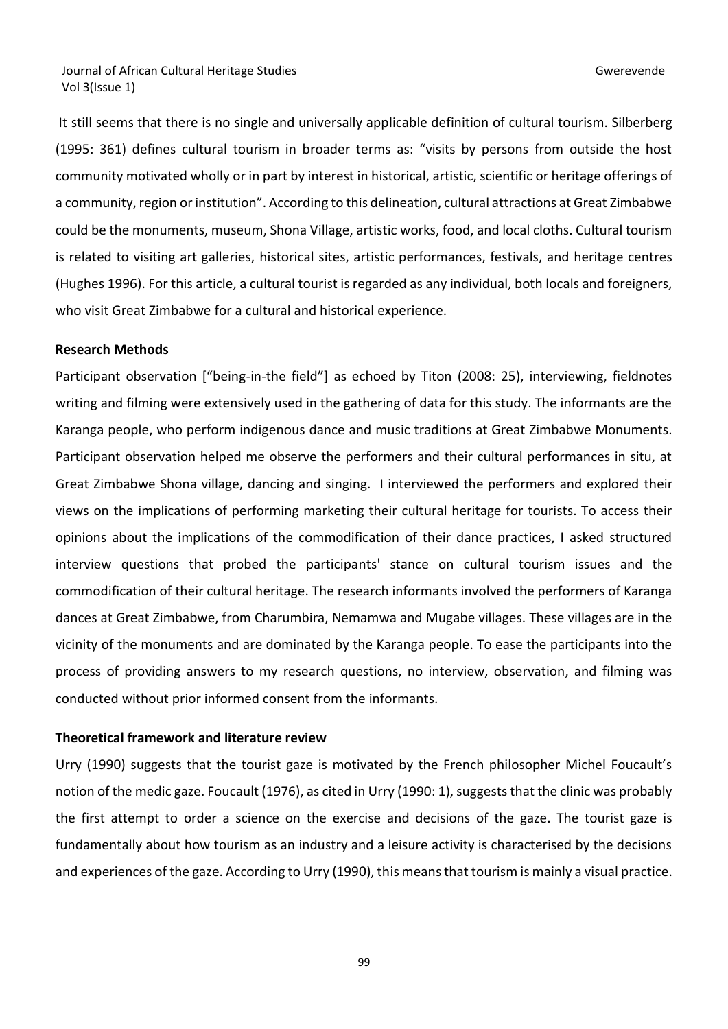It still seems that there is no single and universally applicable definition of cultural tourism. Silberberg (1995: 361) defines cultural tourism in broader terms as: "visits by persons from outside the host community motivated wholly or in part by interest in historical, artistic, scientific or heritage offerings of a community, region or institution". According to this delineation, cultural attractions at Great Zimbabwe could be the monuments, museum, Shona Village, artistic works, food, and local cloths. Cultural tourism is related to visiting art galleries, historical sites, artistic performances, festivals, and heritage centres (Hughes 1996). For this article, a cultural tourist is regarded as any individual, both locals and foreigners, who visit Great Zimbabwe for a cultural and historical experience.

**Research Methods**

Participant observation ["being-in-the field"] as echoed by Titon (2008: 25), interviewing, fieldnotes writing and filming were extensively used in the gathering of data for this study. The informants are the Karanga people, who perform indigenous dance and music traditions at Great Zimbabwe Monuments. Participant observation helped me observe the performers and their cultural performances in situ, at Great Zimbabwe Shona village, dancing and singing. I interviewed the performers and explored their views on the implications of performing marketing their cultural heritage for tourists. To access their opinions about the implications of the commodification of their dance practices, I asked structured interview questions that probed the participants' stance on cultural tourism issues and the commodification of their cultural heritage. The research informants involved the performers of Karanga dances at Great Zimbabwe, from Charumbira, Nemamwa and Mugabe villages. These villages are in the vicinity of the monuments and are dominated by the Karanga people. To ease the participants into the process of providing answers to my research questions, no interview, observation, and filming was conducted without prior informed consent from the informants.

**Theoretical framework and literature review**

Urry (1990) suggests that the tourist gaze is motivated by the French philosopher Michel Foucault's notion of the medic gaze. Foucault (1976), as cited in Urry (1990: 1), suggests that the clinic was probably the first attempt to order a science on the exercise and decisions of the gaze. The tourist gaze is fundamentally about how tourism as an industry and a leisure activity is characterised by the decisions and experiences of the gaze. According to Urry (1990), this means that tourism is mainly a visual practice.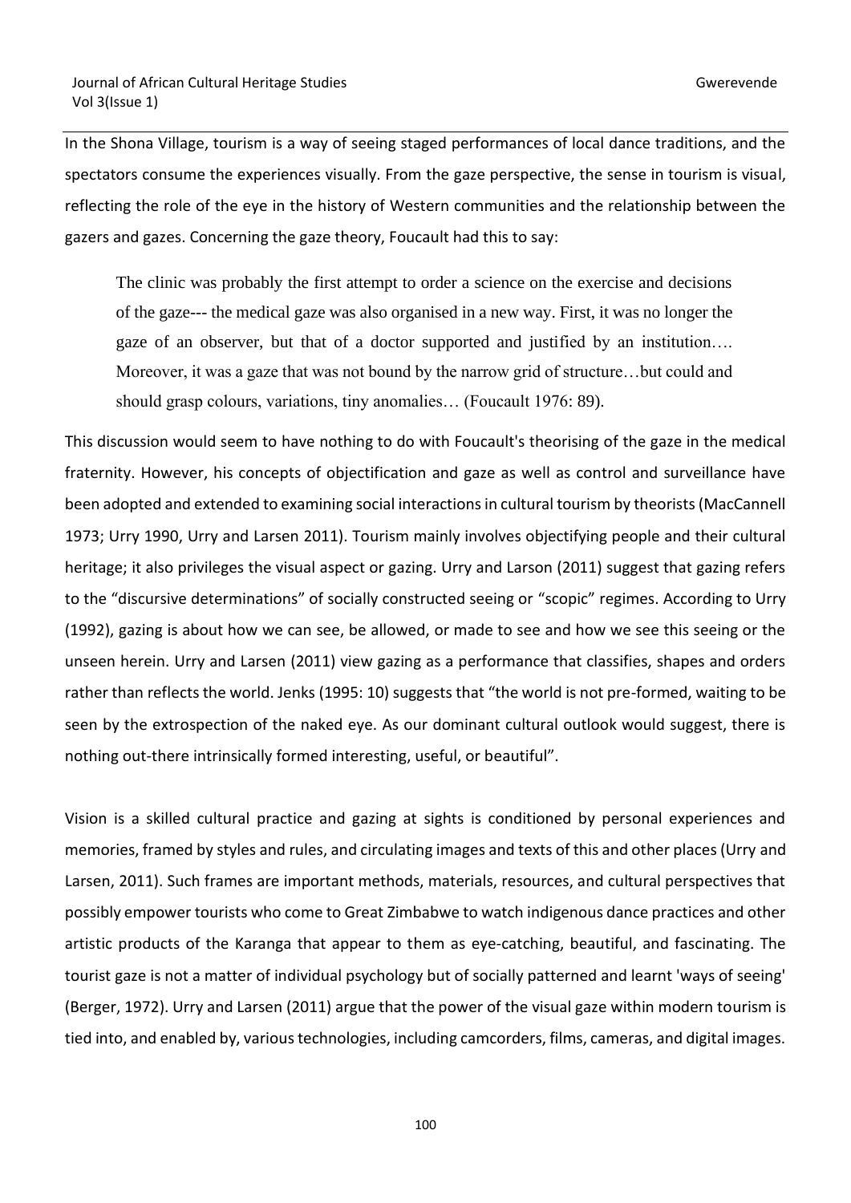In the Shona Village, tourism is a way of seeing staged performances of local dance traditions, and the spectators consume the experiences visually. From the gaze perspective, the sense in tourism is visual, reflecting the role of the eye in the history of Western communities and the relationship between the gazers and gazes. Concerning the gaze theory, Foucault had this to say:

> The clinic was probably the first attempt to order a science on the exercise and decisions of the gaze--- the medical gaze was also organised in a new way. First, it was no longer the gaze of an observer, but that of a doctor supported and justified by an institution…. Moreover, it was a gaze that was not bound by the narrow grid of structure…but could and should grasp colours, variations, tiny anomalies… (Foucault 1976: 89).

This discussion would seem to have nothing to do with Foucault's theorising of the gaze in the medical fraternity. However, his concepts of objectification and gaze as well as control and surveillance have been adopted and extended to examining social interactions in cultural tourism by theorists (MacCannell 1973; Urry 1990, Urry and Larsen 2011). Tourism mainly involves objectifying people and their cultural heritage; it also privileges the visual aspect or gazing. Urry and Larson (2011) suggest that gazing refers to the "discursive determinations" of socially constructed seeing or "scopic" regimes. According to Urry (1992), gazing is about how we can see, be allowed, or made to see and how we see this seeing or the unseen herein. Urry and Larsen (2011) view gazing as a performance that classifies, shapes and orders rather than reflects the world. Jenks (1995: 10) suggests that "the world is not pre-formed, waiting to be seen by the extrospection of the naked eye. As our dominant cultural outlook would suggest, there is nothing out-there intrinsically formed interesting, useful, or beautiful".

Vision is a skilled cultural practice and gazing at sights is conditioned by personal experiences and memories, framed by styles and rules, and circulating images and texts of this and other places (Urry and Larsen, 2011). Such frames are important methods, materials, resources, and cultural perspectives that possibly empower tourists who come to Great Zimbabwe to watch indigenous dance practices and other artistic products of the Karanga that appear to them as eye-catching, beautiful, and fascinating. The tourist gaze is not a matter of individual psychology but of socially patterned and learnt 'ways of seeing' (Berger, 1972). Urry and Larsen (2011) argue that the power of the visual gaze within modern tourism is tied into, and enabled by, various technologies, including camcorders, films, cameras, and digital images.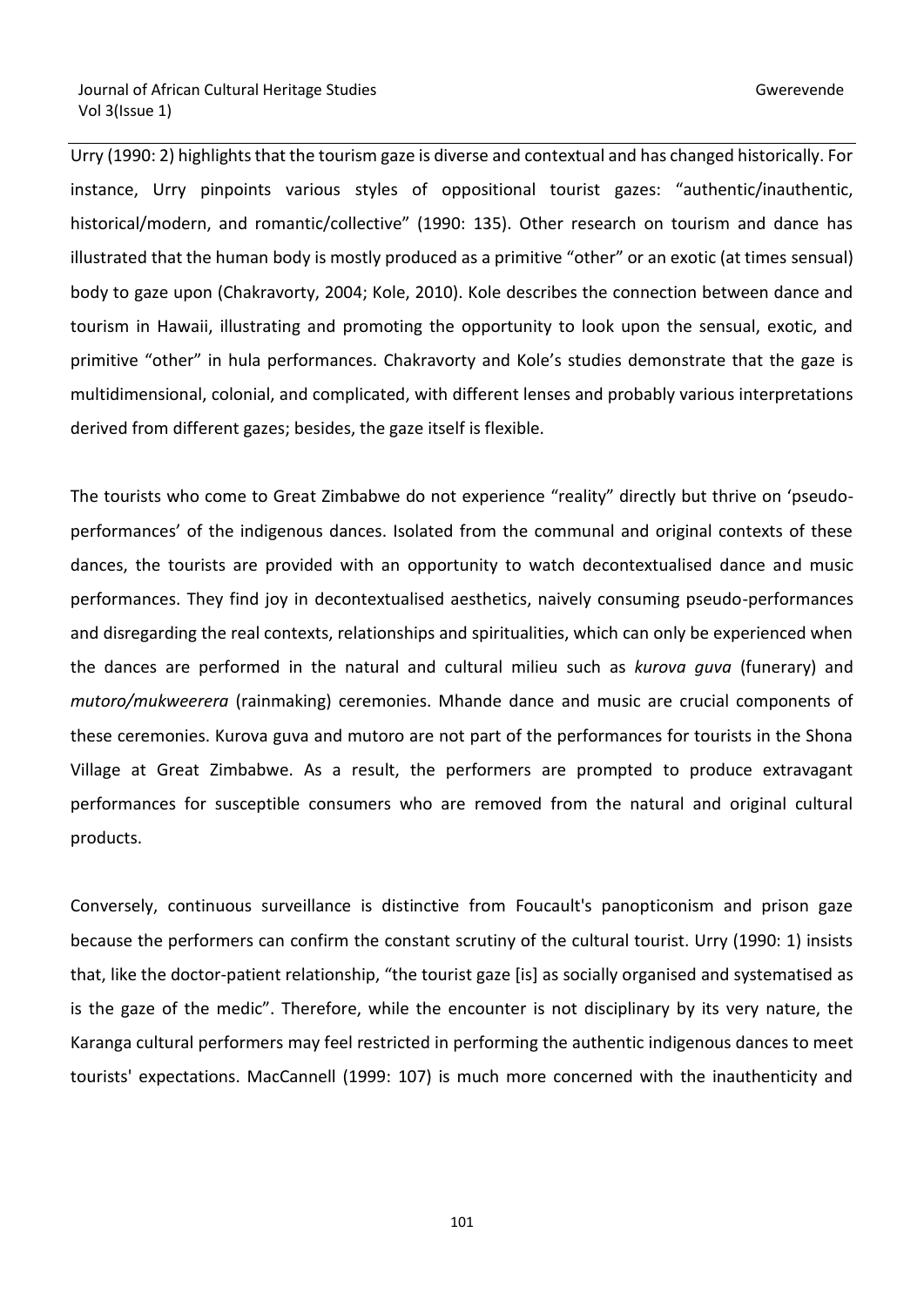Urry (1990: 2) highlights that the tourism gaze is diverse and contextual and has changed historically. For instance, Urry pinpoints various styles of oppositional tourist gazes: "authentic/inauthentic, historical/modern, and romantic/collective" (1990: 135). Other research on tourism and dance has illustrated that the human body is mostly produced as a primitive "other" or an exotic (at times sensual) body to gaze upon (Chakravorty, 2004; Kole, 2010). Kole describes the connection between dance and tourism in Hawaii, illustrating and promoting the opportunity to look upon the sensual, exotic, and primitive "other" in hula performances. Chakravorty and Kole's studies demonstrate that the gaze is multidimensional, colonial, and complicated, with different lenses and probably various interpretations derived from different gazes; besides, the gaze itself is flexible.

The tourists who come to Great Zimbabwe do not experience "reality" directly but thrive on 'pseudo-performances' of the indigenous dances. Isolated from the communal and original contexts of these dances, the tourists are provided with an opportunity to watch decontextualised dance and music performances. They find joy in decontextualised aesthetics, naively consuming pseudo-performances and disregarding the real contexts, relationships and spiritualities, which can only be experienced when the dances are performed in the natural and cultural milieu such as *kurova guva* (funerary) and *mutoro/mukweerera* (rainmaking) ceremonies. Mhande dance and music are crucial components of these ceremonies. Kurova guva and mutoro are not part of the performances for tourists in the Shona Village at Great Zimbabwe. As a result, the performers are prompted to produce extravagant performances for susceptible consumers who are removed from the natural and original cultural products.

Conversely, continuous surveillance is distinctive from Foucault's panopticonism and prison gaze because the performers can confirm the constant scrutiny of the cultural tourist. Urry (1990: 1) insists that, like the doctor-patient relationship, "the tourist gaze [is] as socially organised and systematised as is the gaze of the medic". Therefore, while the encounter is not disciplinary by its very nature, the Karanga cultural performers may feel restricted in performing the authentic indigenous dances to meet tourists' expectations. MacCannell (1999: 107) is much more concerned with the inauthenticity and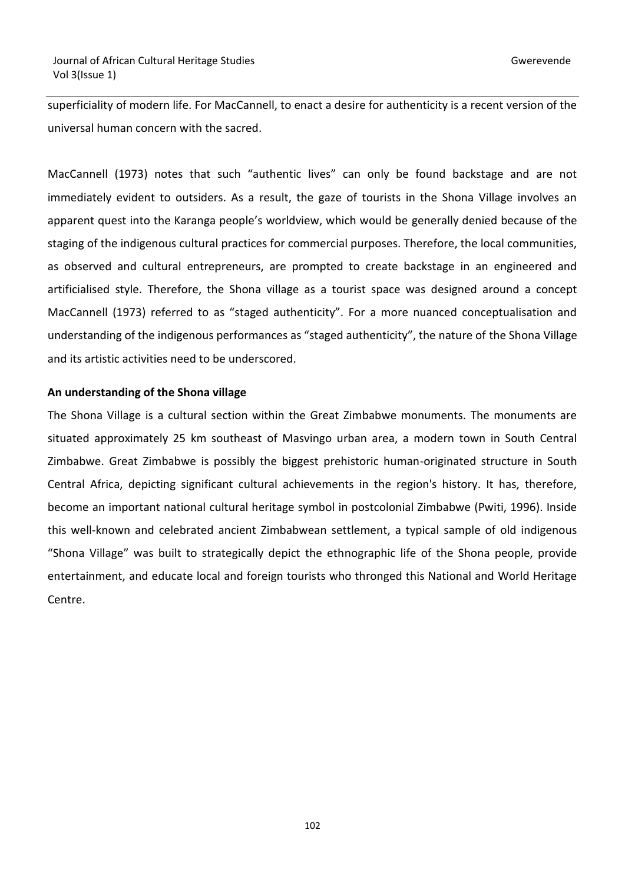superficiality of modern life. For MacCannell, to enact a desire for authenticity is a recent version of the universal human concern with the sacred.

MacCannell (1973) notes that such "authentic lives" can only be found backstage and are not immediately evident to outsiders. As a result, the gaze of tourists in the Shona Village involves an apparent quest into the Karanga people's worldview, which would be generally denied because of the staging of the indigenous cultural practices for commercial purposes. Therefore, the local communities, as observed and cultural entrepreneurs, are prompted to create backstage in an engineered and artificialised style. Therefore, the Shona village as a tourist space was designed around a concept MacCannell (1973) referred to as "staged authenticity". For a more nuanced conceptualisation and understanding of the indigenous performances as "staged authenticity", the nature of the Shona Village and its artistic activities need to be underscored.

**An understanding of the Shona village**

The Shona Village is a cultural section within the Great Zimbabwe monuments. The monuments are situated approximately 25 km southeast of Masvingo urban area, a modern town in South Central Zimbabwe. Great Zimbabwe is possibly the biggest prehistoric human-originated structure in South Central Africa, depicting significant cultural achievements in the region's history. It has, therefore, become an important national cultural heritage symbol in postcolonial Zimbabwe (Pwiti, 1996). Inside this well-known and celebrated ancient Zimbabwean settlement, a typical sample of old indigenous "Shona Village" was built to strategically depict the ethnographic life of the Shona people, provide entertainment, and educate local and foreign tourists who thronged this National and World Heritage Centre.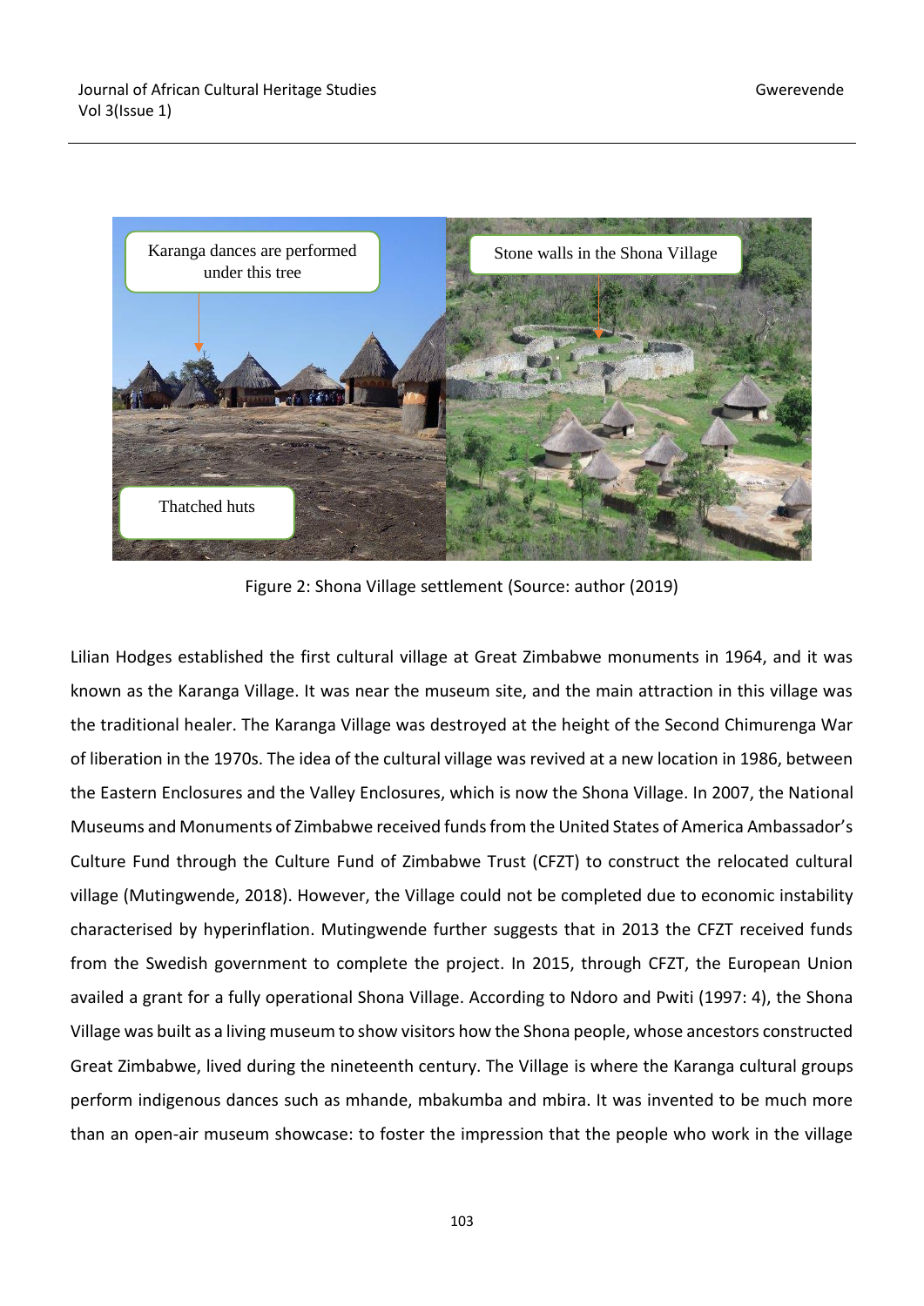Figure 2: Shona Village settlement (Source: author (2019)

Lilian Hodges established the first cultural village at Great Zimbabwe monuments in 1964, and it was known as the Karanga Village. It was near the museum site, and the main attraction in this village was the traditional healer. The Karanga Village was destroyed at the height of the Second Chimurenga War of liberation in the 1970s. The idea of the cultural village was revived at a new location in 1986, between the Eastern Enclosures and the Valley Enclosures, which is now the Shona Village. In 2007, the National Museums and Monuments of Zimbabwe received funds from the United States of America Ambassador's Culture Fund through the Culture Fund of Zimbabwe Trust (CFZT) to construct the relocated cultural village (Mutingwende, 2018). However, the Village could not be completed due to economic instability characterised by hyperinflation. Mutingwende further suggests that in 2013 the CFZT received funds from the Swedish government to complete the project. In 2015, through CFZT, the European Union availed a grant for a fully operational Shona Village. According to Ndoro and Pwiti (1997: 4), the Shona Village was built as a living museum to show visitors how the Shona people, whose ancestors constructed Great Zimbabwe, lived during the nineteenth century. The Village is where the Karanga cultural groups perform indigenous dances such as mhande, mbakumba and mbira. It was invented to be much more than an open-air museum showcase: to foster the impression that the people who work in the village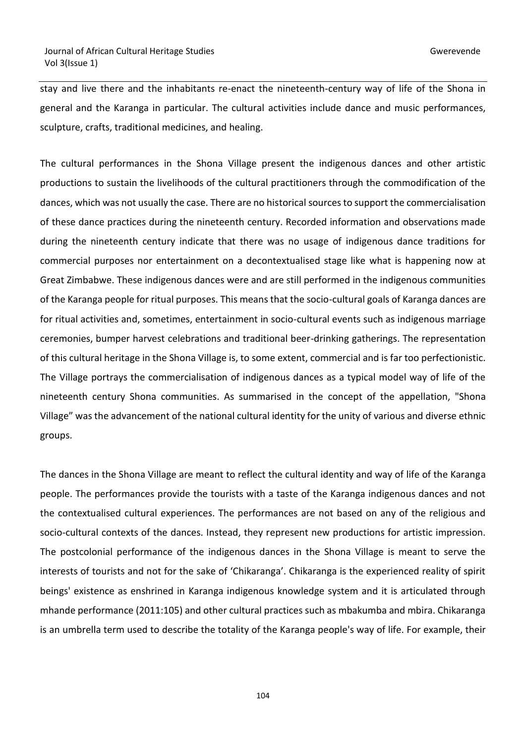stay and live there and the inhabitants re-enact the nineteenth-century way of life of the Shona in general and the Karanga in particular. The cultural activities include dance and music performances, sculpture, crafts, traditional medicines, and healing.

The cultural performances in the Shona Village present the indigenous dances and other artistic productions to sustain the livelihoods of the cultural practitioners through the commodification of the dances, which was not usually the case. There are no historical sources to support the commercialisation of these dance practices during the nineteenth century. Recorded information and observations made during the nineteenth century indicate that there was no usage of indigenous dance traditions for commercial purposes nor entertainment on a decontextualised stage like what is happening now at Great Zimbabwe. These indigenous dances were and are still performed in the indigenous communities of the Karanga people for ritual purposes. This means that the socio-cultural goals of Karanga dances are for ritual activities and, sometimes, entertainment in socio-cultural events such as indigenous marriage ceremonies, bumper harvest celebrations and traditional beer-drinking gatherings. The representation of this cultural heritage in the Shona Village is, to some extent, commercial and is far too perfectionistic. The Village portrays the commercialisation of indigenous dances as a typical model way of life of the nineteenth century Shona communities. As summarised in the concept of the appellation, "Shona Village" was the advancement of the national cultural identity for the unity of various and diverse ethnic groups.

The dances in the Shona Village are meant to reflect the cultural identity and way of life of the Karanga people. The performances provide the tourists with a taste of the Karanga indigenous dances and not the contextualised cultural experiences. The performances are not based on any of the religious and socio-cultural contexts of the dances. Instead, they represent new productions for artistic impression. The postcolonial performance of the indigenous dances in the Shona Village is meant to serve the interests of tourists and not for the sake of 'Chikaranga'. Chikaranga is the experienced reality of spirit beings' existence as enshrined in Karanga indigenous knowledge system and it is articulated through mhande performance (2011:105) and other cultural practices such as mbakumba and mbira. Chikaranga is an umbrella term used to describe the totality of the Karanga people's way of life. For example, their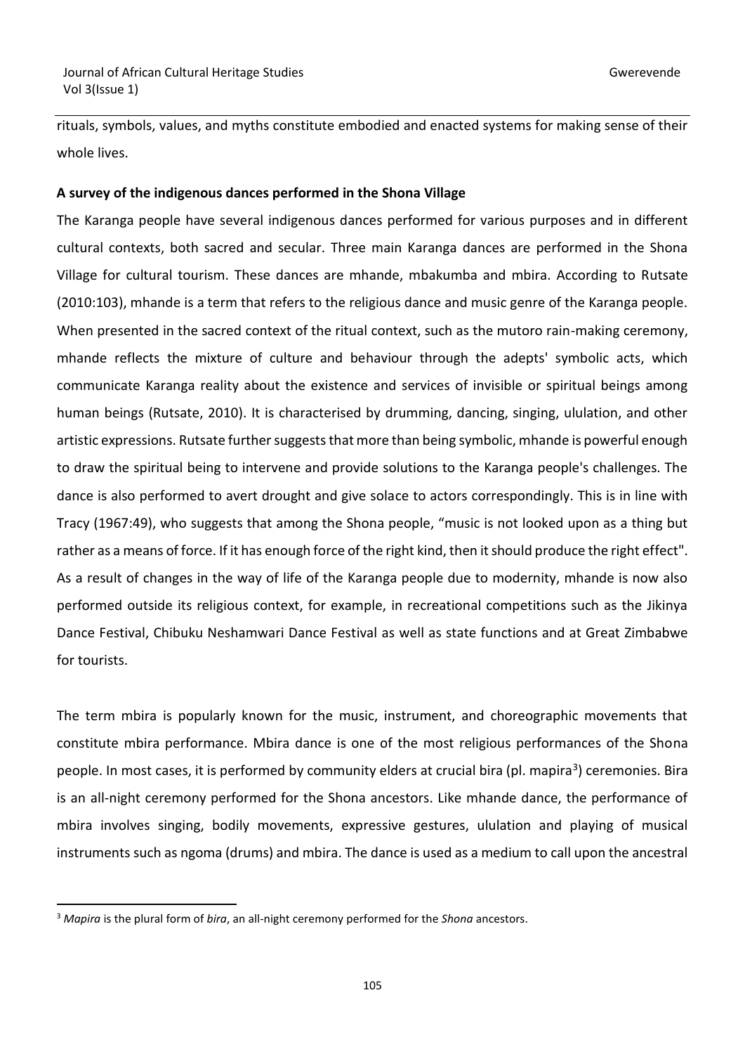rituals, symbols, values, and myths constitute embodied and enacted systems for making sense of their whole lives.

**A survey of the indigenous dances performed in the Shona Village**

The Karanga people have several indigenous dances performed for various purposes and in different cultural contexts, both sacred and secular. Three main Karanga dances are performed in the Shona Village for cultural tourism. These dances are mhande, mbakumba and mbira. According to Rutsate (2010:103), mhande is a term that refers to the religious dance and music genre of the Karanga people. When presented in the sacred context of the ritual context, such as the mutoro rain-making ceremony, mhande reflects the mixture of culture and behaviour through the adepts' symbolic acts, which communicate Karanga reality about the existence and services of invisible or spiritual beings among human beings (Rutsate, 2010). It is characterised by drumming, dancing, singing, ululation, and other artistic expressions. Rutsate further suggests that more than being symbolic, mhande is powerful enough to draw the spiritual being to intervene and provide solutions to the Karanga people's challenges. The dance is also performed to avert drought and give solace to actors correspondingly. This is in line with Tracy (1967:49), who suggests that among the Shona people, "music is not looked upon as a thing but rather as a means of force. If it has enough force of the right kind, then it should produce the right effect". As a result of changes in the way of life of the Karanga people due to modernity, mhande is now also performed outside its religious context, for example, in recreational competitions such as the Jikinya Dance Festival, Chibuku Neshamwari Dance Festival as well as state functions and at Great Zimbabwe for tourists.

The term mbira is popularly known for the music, instrument, and choreographic movements that constitute mbira performance. Mbira dance is one of the most religious performances of the Shona people. In most cases, it is performed by community elders at crucial bira (pl. mapira[3]) ceremonies. Bira is an all-night ceremony performed for the Shona ancestors. Like mhande dance, the performance of mbira involves singing, bodily movements, expressive gestures, ululation and playing of musical instruments such as ngoma (drums) and mbira. The dance is used as a medium to call upon the ancestral

[3] *Mapira* is the plural form of *bira*, an all-night ceremony performed for the *Shona* ancestors.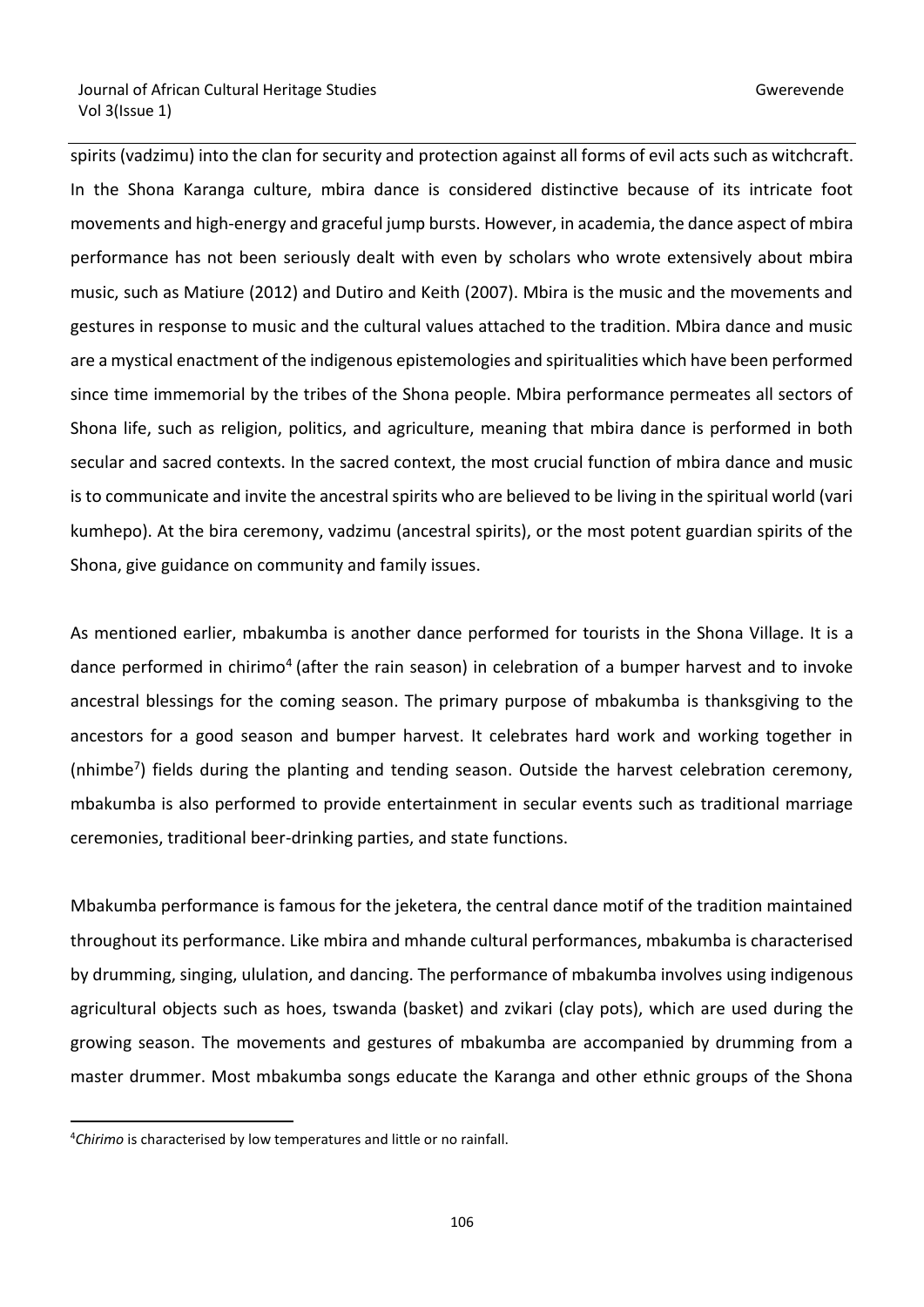spirits (vadzimu) into the clan for security and protection against all forms of evil acts such as witchcraft. In the Shona Karanga culture, mbira dance is considered distinctive because of its intricate foot movements and high-energy and graceful jump bursts. However, in academia, the dance aspect of mbira performance has not been seriously dealt with even by scholars who wrote extensively about mbira music, such as Matiure (2012) and Dutiro and Keith (2007). Mbira is the music and the movements and gestures in response to music and the cultural values attached to the tradition. Mbira dance and music are a mystical enactment of the indigenous epistemologies and spiritualities which have been performed since time immemorial by the tribes of the Shona people. Mbira performance permeates all sectors of Shona life, such as religion, politics, and agriculture, meaning that mbira dance is performed in both secular and sacred contexts. In the sacred context, the most crucial function of mbira dance and music is to communicate and invite the ancestral spirits who are believed to be living in the spiritual world (vari kumhepo). At the bira ceremony, vadzimu (ancestral spirits), or the most potent guardian spirits of the Shona, give guidance on community and family issues.

As mentioned earlier, mbakumba is another dance performed for tourists in the Shona Village. It is a dance performed in chirimo[4] (after the rain season) in celebration of a bumper harvest and to invoke ancestral blessings for the coming season. The primary purpose of mbakumba is thanksgiving to the ancestors for a good season and bumper harvest. It celebrates hard work and working together in (nhimbe[7]) fields during the planting and tending season. Outside the harvest celebration ceremony, mbakumba is also performed to provide entertainment in secular events such as traditional marriage ceremonies, traditional beer-drinking parties, and state functions.

Mbakumba performance is famous for the jeketera, the central dance motif of the tradition maintained throughout its performance. Like mbira and mhande cultural performances, mbakumba is characterised by drumming, singing, ululation, and dancing. The performance of mbakumba involves using indigenous agricultural objects such as hoes, tswanda (basket) and zvikari (clay pots), which are used during the growing season. The movements and gestures of mbakumba are accompanied by drumming from a master drummer. Most mbakumba songs educate the Karanga and other ethnic groups of the Shona

---

[4]*Chirimo* is characterised by low temperatures and little or no rainfall.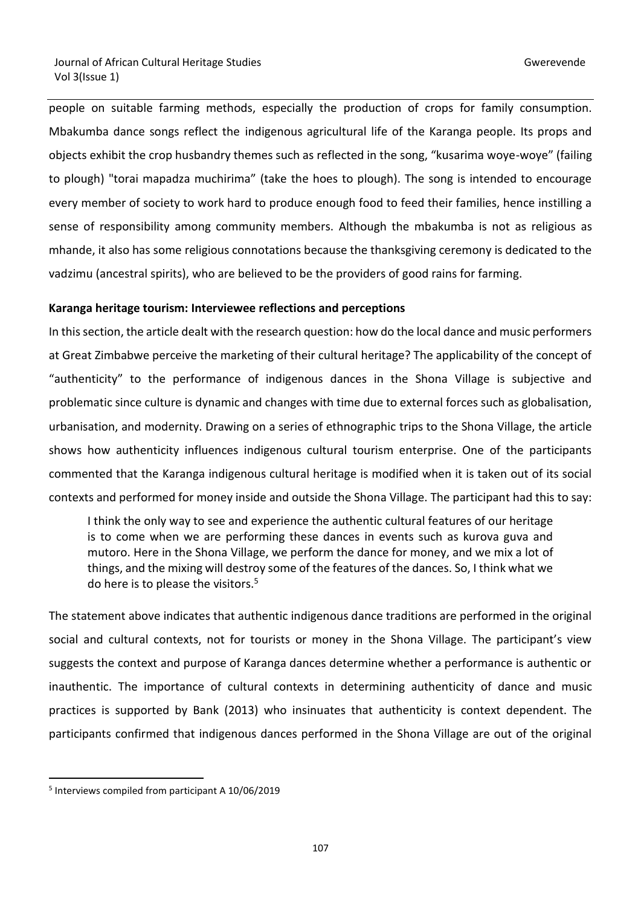people on suitable farming methods, especially the production of crops for family consumption. Mbakumba dance songs reflect the indigenous agricultural life of the Karanga people. Its props and objects exhibit the crop husbandry themes such as reflected in the song, "kusarima woye-woye" (failing to plough) "torai mapadza muchirima" (take the hoes to plough). The song is intended to encourage every member of society to work hard to produce enough food to feed their families, hence instilling a sense of responsibility among community members. Although the mbakumba is not as religious as mhande, it also has some religious connotations because the thanksgiving ceremony is dedicated to the vadzimu (ancestral spirits), who are believed to be the providers of good rains for farming.

**Karanga heritage tourism: Interviewee reflections and perceptions**

In this section, the article dealt with the research question: how do the local dance and music performers at Great Zimbabwe perceive the marketing of their cultural heritage? The applicability of the concept of "authenticity" to the performance of indigenous dances in the Shona Village is subjective and problematic since culture is dynamic and changes with time due to external forces such as globalisation, urbanisation, and modernity. Drawing on a series of ethnographic trips to the Shona Village, the article shows how authenticity influences indigenous cultural tourism enterprise. One of the participants commented that the Karanga indigenous cultural heritage is modified when it is taken out of its social contexts and performed for money inside and outside the Shona Village. The participant had this to say:

> I think the only way to see and experience the authentic cultural features of our heritage is to come when we are performing these dances in events such as kurova guva and mutoro. Here in the Shona Village, we perform the dance for money, and we mix a lot of things, and the mixing will destroy some of the features of the dances. So, I think what we do here is to please the visitors.[5]

The statement above indicates that authentic indigenous dance traditions are performed in the original social and cultural contexts, not for tourists or money in the Shona Village. The participant's view suggests the context and purpose of Karanga dances determine whether a performance is authentic or inauthentic. The importance of cultural contexts in determining authenticity of dance and music practices is supported by Bank (2013) who insinuates that authenticity is context dependent. The participants confirmed that indigenous dances performed in the Shona Village are out of the original

[5] Interviews compiled from participant A 10/06/2019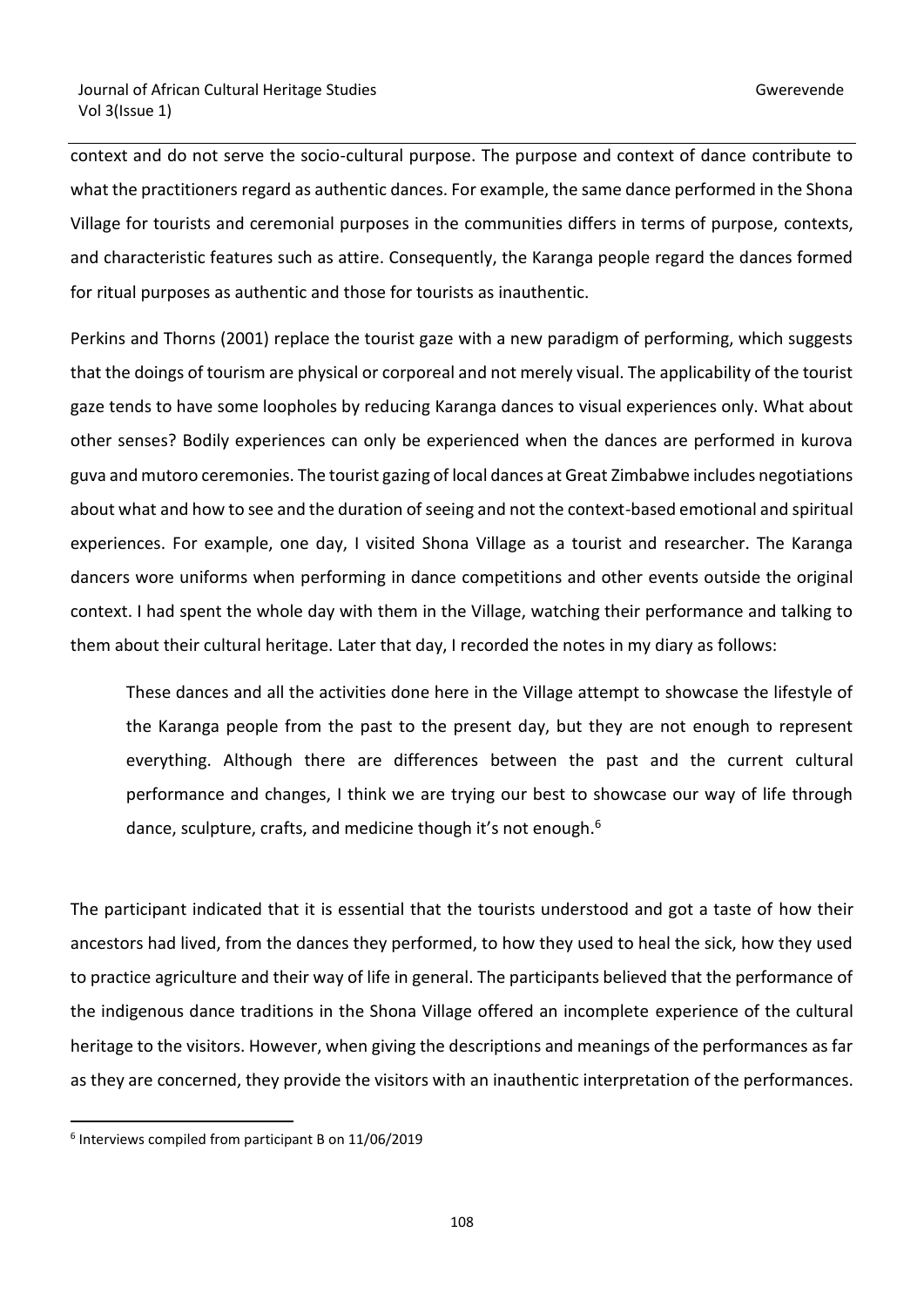context and do not serve the socio-cultural purpose. The purpose and context of dance contribute to what the practitioners regard as authentic dances. For example, the same dance performed in the Shona Village for tourists and ceremonial purposes in the communities differs in terms of purpose, contexts, and characteristic features such as attire. Consequently, the Karanga people regard the dances formed for ritual purposes as authentic and those for tourists as inauthentic.

Perkins and Thorns (2001) replace the tourist gaze with a new paradigm of performing, which suggests that the doings of tourism are physical or corporeal and not merely visual. The applicability of the tourist gaze tends to have some loopholes by reducing Karanga dances to visual experiences only. What about other senses? Bodily experiences can only be experienced when the dances are performed in kurova guva and mutoro ceremonies. The tourist gazing of local dances at Great Zimbabwe includes negotiations about what and how to see and the duration of seeing and not the context-based emotional and spiritual experiences. For example, one day, I visited Shona Village as a tourist and researcher. The Karanga dancers wore uniforms when performing in dance competitions and other events outside the original context. I had spent the whole day with them in the Village, watching their performance and talking to them about their cultural heritage. Later that day, I recorded the notes in my diary as follows:

> These dances and all the activities done here in the Village attempt to showcase the lifestyle of the Karanga people from the past to the present day, but they are not enough to represent everything. Although there are differences between the past and the current cultural performance and changes, I think we are trying our best to showcase our way of life through dance, sculpture, crafts, and medicine though it's not enough.[6]

The participant indicated that it is essential that the tourists understood and got a taste of how their ancestors had lived, from the dances they performed, to how they used to heal the sick, how they used to practice agriculture and their way of life in general. The participants believed that the performance of the indigenous dance traditions in the Shona Village offered an incomplete experience of the cultural heritage to the visitors. However, when giving the descriptions and meanings of the performances as far as they are concerned, they provide the visitors with an inauthentic interpretation of the performances.

[6] Interviews compiled from participant B on 11/06/2019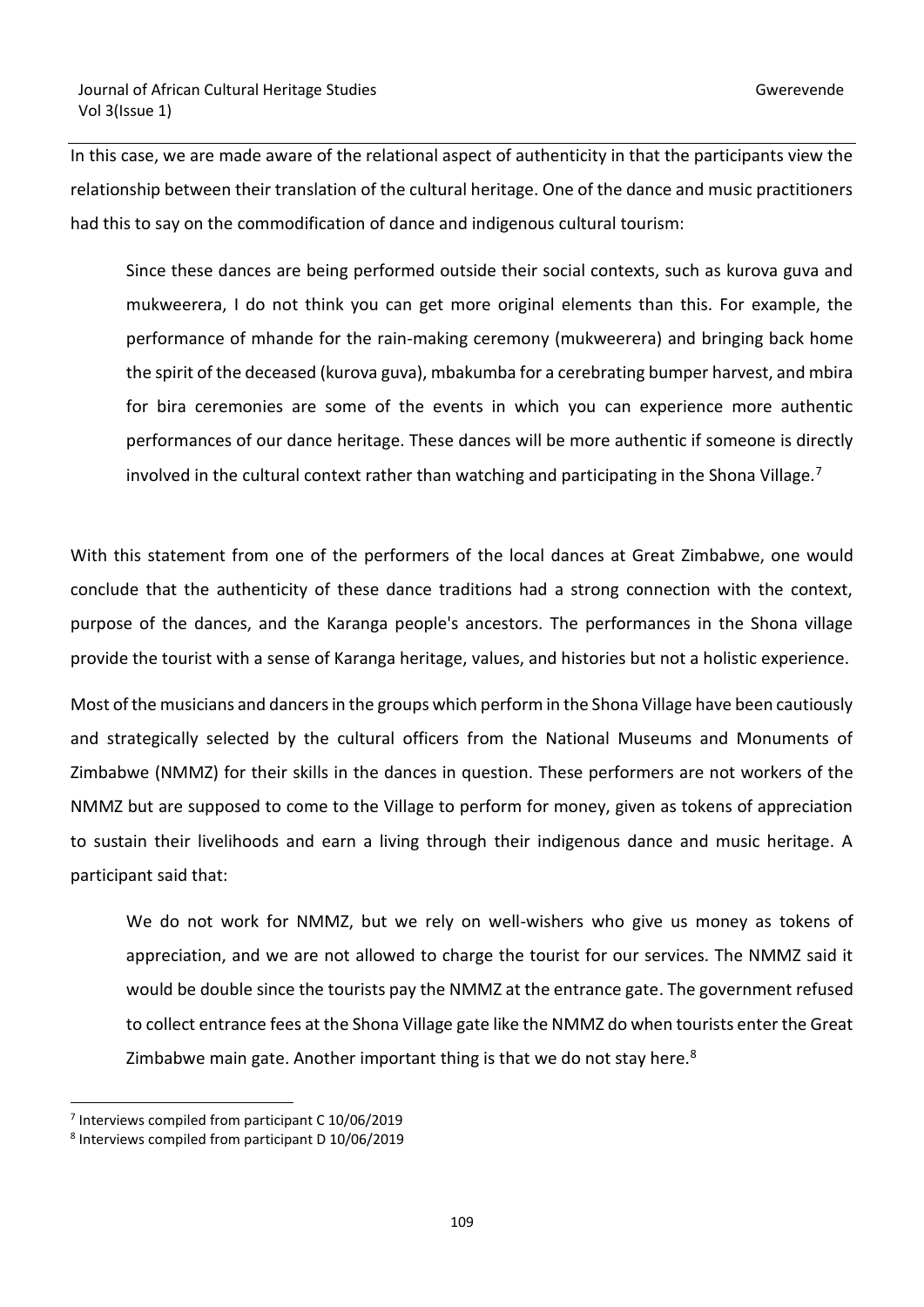In this case, we are made aware of the relational aspect of authenticity in that the participants view the relationship between their translation of the cultural heritage. One of the dance and music practitioners had this to say on the commodification of dance and indigenous cultural tourism:

> Since these dances are being performed outside their social contexts, such as kurova guva and mukweerera, I do not think you can get more original elements than this. For example, the performance of mhande for the rain-making ceremony (mukweerera) and bringing back home the spirit of the deceased (kurova guva), mbakumba for a cerebrating bumper harvest, and mbira for bira ceremonies are some of the events in which you can experience more authentic performances of our dance heritage. These dances will be more authentic if someone is directly involved in the cultural context rather than watching and participating in the Shona Village.[7]

With this statement from one of the performers of the local dances at Great Zimbabwe, one would conclude that the authenticity of these dance traditions had a strong connection with the context, purpose of the dances, and the Karanga people's ancestors. The performances in the Shona village provide the tourist with a sense of Karanga heritage, values, and histories but not a holistic experience.

Most of the musicians and dancers in the groups which perform in the Shona Village have been cautiously and strategically selected by the cultural officers from the National Museums and Monuments of Zimbabwe (NMMZ) for their skills in the dances in question. These performers are not workers of the NMMZ but are supposed to come to the Village to perform for money, given as tokens of appreciation to sustain their livelihoods and earn a living through their indigenous dance and music heritage. A participant said that:

> We do not work for NMMZ, but we rely on well-wishers who give us money as tokens of appreciation, and we are not allowed to charge the tourist for our services. The NMMZ said it would be double since the tourists pay the NMMZ at the entrance gate. The government refused to collect entrance fees at the Shona Village gate like the NMMZ do when tourists enter the Great Zimbabwe main gate. Another important thing is that we do not stay here.[8]

---

[7] Interviews compiled from participant C 10/06/2019

[8] Interviews compiled from participant D 10/06/2019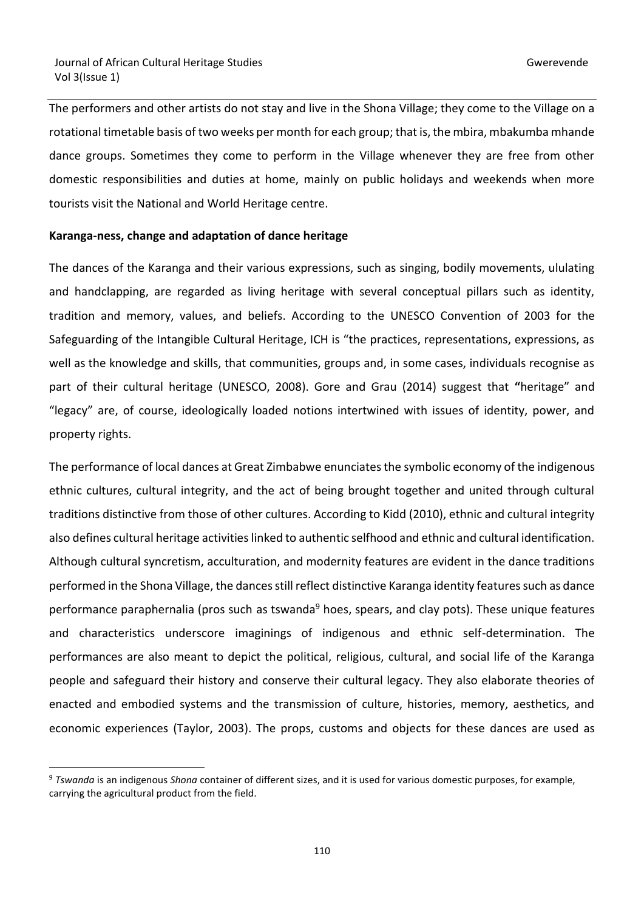The performers and other artists do not stay and live in the Shona Village; they come to the Village on a rotational timetable basis of two weeks per month for each group; that is, the mbira, mbakumba mhande dance groups. Sometimes they come to perform in the Village whenever they are free from other domestic responsibilities and duties at home, mainly on public holidays and weekends when more tourists visit the National and World Heritage centre.

**Karanga-ness, change and adaptation of dance heritage**

The dances of the Karanga and their various expressions, such as singing, bodily movements, ululating and handclapping, are regarded as living heritage with several conceptual pillars such as identity, tradition and memory, values, and beliefs. According to the UNESCO Convention of 2003 for the Safeguarding of the Intangible Cultural Heritage, ICH is "the practices, representations, expressions, as well as the knowledge and skills, that communities, groups and, in some cases, individuals recognise as part of their cultural heritage (UNESCO, 2008). Gore and Grau (2014) suggest that **"**heritage" and "legacy" are, of course, ideologically loaded notions intertwined with issues of identity, power, and property rights.

The performance of local dances at Great Zimbabwe enunciates the symbolic economy of the indigenous ethnic cultures, cultural integrity, and the act of being brought together and united through cultural traditions distinctive from those of other cultures. According to Kidd (2010), ethnic and cultural integrity also defines cultural heritage activities linked to authentic selfhood and ethnic and cultural identification. Although cultural syncretism, acculturation, and modernity features are evident in the dance traditions performed in the Shona Village, the dances still reflect distinctive Karanga identity features such as dance performance paraphernalia (pros such as tswanda[9] hoes, spears, and clay pots). These unique features and characteristics underscore imaginings of indigenous and ethnic self-determination. The performances are also meant to depict the political, religious, cultural, and social life of the Karanga people and safeguard their history and conserve their cultural legacy. They also elaborate theories of enacted and embodied systems and the transmission of culture, histories, memory, aesthetics, and economic experiences (Taylor, 2003). The props, customs and objects for these dances are used as

[9] *Tswanda* is an indigenous *Shona* container of different sizes, and it is used for various domestic purposes, for example, carrying the agricultural product from the field.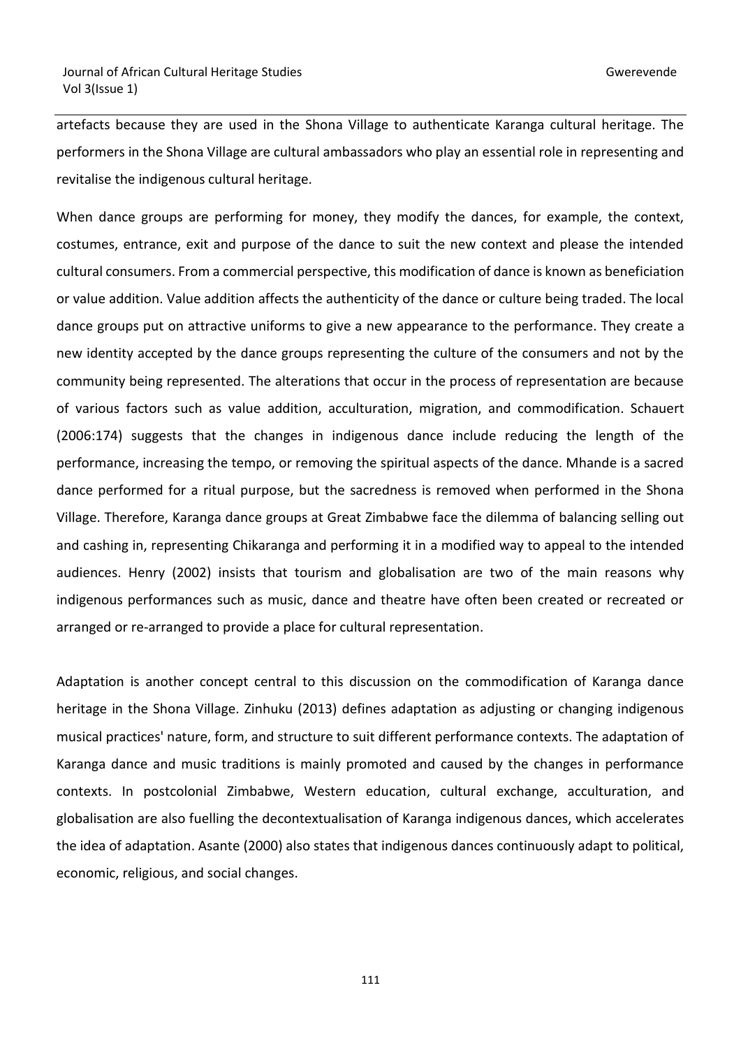artefacts because they are used in the Shona Village to authenticate Karanga cultural heritage. The performers in the Shona Village are cultural ambassadors who play an essential role in representing and revitalise the indigenous cultural heritage.

When dance groups are performing for money, they modify the dances, for example, the context, costumes, entrance, exit and purpose of the dance to suit the new context and please the intended cultural consumers. From a commercial perspective, this modification of dance is known as beneficiation or value addition. Value addition affects the authenticity of the dance or culture being traded. The local dance groups put on attractive uniforms to give a new appearance to the performance. They create a new identity accepted by the dance groups representing the culture of the consumers and not by the community being represented. The alterations that occur in the process of representation are because of various factors such as value addition, acculturation, migration, and commodification. Schauert (2006:174) suggests that the changes in indigenous dance include reducing the length of the performance, increasing the tempo, or removing the spiritual aspects of the dance. Mhande is a sacred dance performed for a ritual purpose, but the sacredness is removed when performed in the Shona Village. Therefore, Karanga dance groups at Great Zimbabwe face the dilemma of balancing selling out and cashing in, representing Chikaranga and performing it in a modified way to appeal to the intended audiences. Henry (2002) insists that tourism and globalisation are two of the main reasons why indigenous performances such as music, dance and theatre have often been created or recreated or arranged or re-arranged to provide a place for cultural representation.

Adaptation is another concept central to this discussion on the commodification of Karanga dance heritage in the Shona Village. Zinhuku (2013) defines adaptation as adjusting or changing indigenous musical practices' nature, form, and structure to suit different performance contexts. The adaptation of Karanga dance and music traditions is mainly promoted and caused by the changes in performance contexts. In postcolonial Zimbabwe, Western education, cultural exchange, acculturation, and globalisation are also fuelling the decontextualisation of Karanga indigenous dances, which accelerates the idea of adaptation. Asante (2000) also states that indigenous dances continuously adapt to political, economic, religious, and social changes.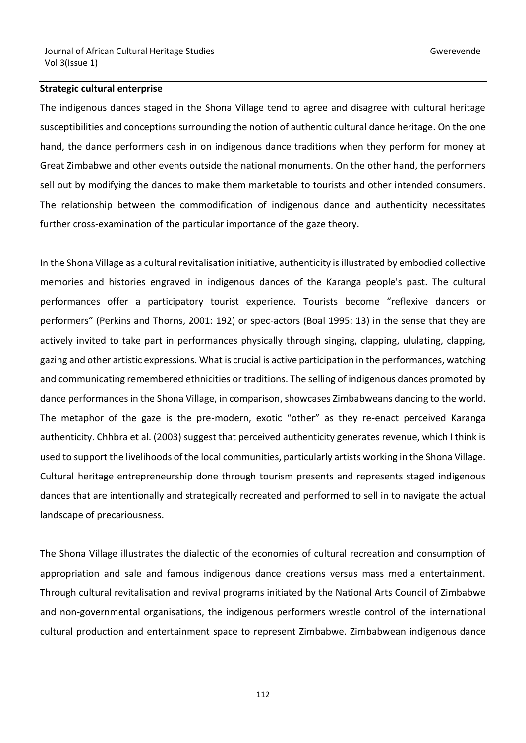**Strategic cultural enterprise**

The indigenous dances staged in the Shona Village tend to agree and disagree with cultural heritage susceptibilities and conceptions surrounding the notion of authentic cultural dance heritage. On the one hand, the dance performers cash in on indigenous dance traditions when they perform for money at Great Zimbabwe and other events outside the national monuments. On the other hand, the performers sell out by modifying the dances to make them marketable to tourists and other intended consumers. The relationship between the commodification of indigenous dance and authenticity necessitates further cross-examination of the particular importance of the gaze theory.

In the Shona Village as a cultural revitalisation initiative, authenticity is illustrated by embodied collective memories and histories engraved in indigenous dances of the Karanga people's past. The cultural performances offer a participatory tourist experience. Tourists become "reflexive dancers or performers" (Perkins and Thorns, 2001: 192) or spec-actors (Boal 1995: 13) in the sense that they are actively invited to take part in performances physically through singing, clapping, ululating, clapping, gazing and other artistic expressions. What is crucial is active participation in the performances, watching and communicating remembered ethnicities or traditions. The selling of indigenous dances promoted by dance performances in the Shona Village, in comparison, showcases Zimbabweans dancing to the world. The metaphor of the gaze is the pre-modern, exotic "other" as they re-enact perceived Karanga authenticity. Chhbra et al. (2003) suggest that perceived authenticity generates revenue, which I think is used to support the livelihoods of the local communities, particularly artists working in the Shona Village. Cultural heritage entrepreneurship done through tourism presents and represents staged indigenous dances that are intentionally and strategically recreated and performed to sell in to navigate the actual landscape of precariousness.

The Shona Village illustrates the dialectic of the economies of cultural recreation and consumption of appropriation and sale and famous indigenous dance creations versus mass media entertainment. Through cultural revitalisation and revival programs initiated by the National Arts Council of Zimbabwe and non-governmental organisations, the indigenous performers wrestle control of the international cultural production and entertainment space to represent Zimbabwe. Zimbabwean indigenous dance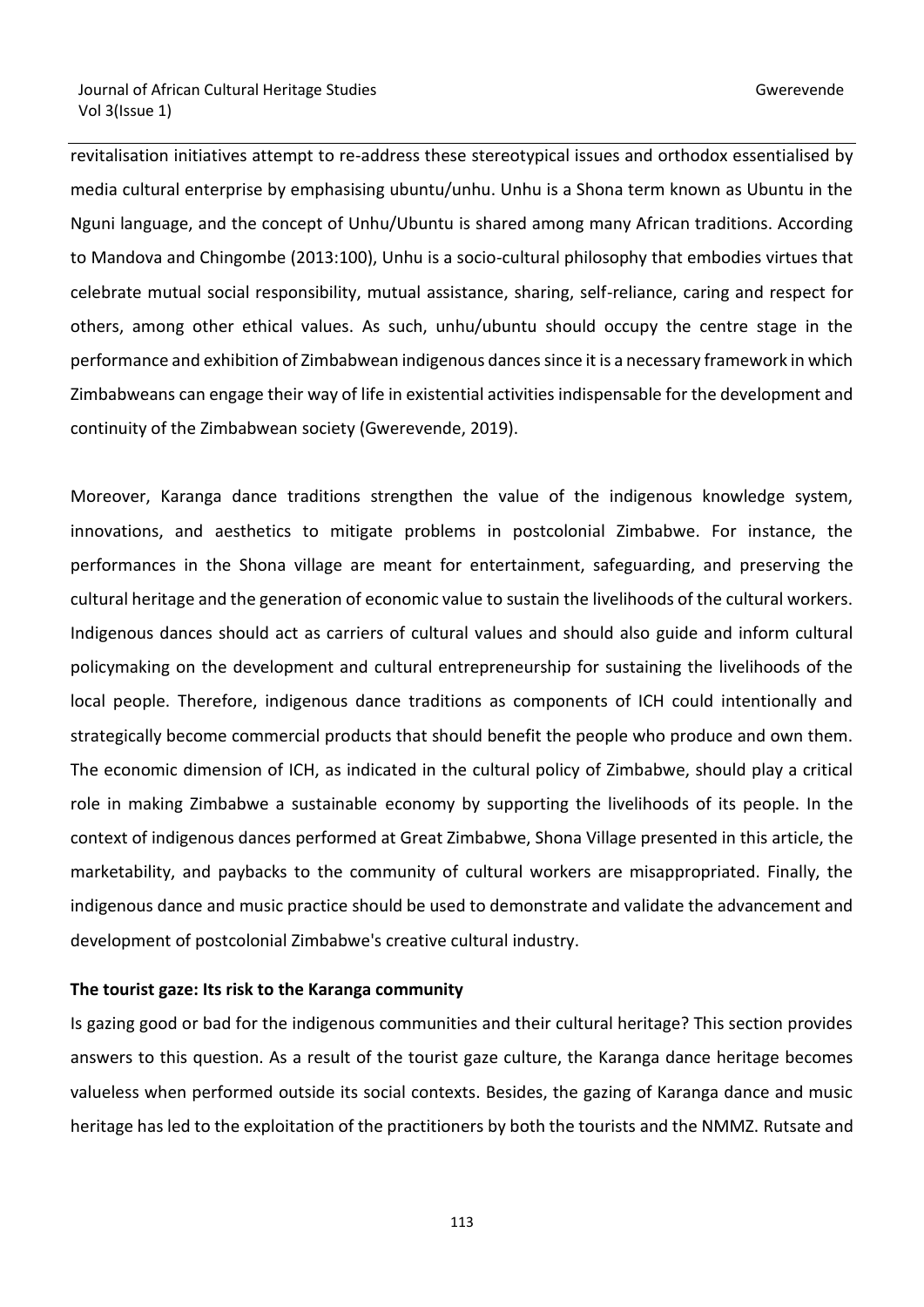revitalisation initiatives attempt to re-address these stereotypical issues and orthodox essentialised by media cultural enterprise by emphasising ubuntu/unhu. Unhu is a Shona term known as Ubuntu in the Nguni language, and the concept of Unhu/Ubuntu is shared among many African traditions. According to Mandova and Chingombe (2013:100), Unhu is a socio-cultural philosophy that embodies virtues that celebrate mutual social responsibility, mutual assistance, sharing, self-reliance, caring and respect for others, among other ethical values. As such, unhu/ubuntu should occupy the centre stage in the performance and exhibition of Zimbabwean indigenous dances since it is a necessary framework in which Zimbabweans can engage their way of life in existential activities indispensable for the development and continuity of the Zimbabwean society (Gwerevende, 2019).

Moreover, Karanga dance traditions strengthen the value of the indigenous knowledge system, innovations, and aesthetics to mitigate problems in postcolonial Zimbabwe. For instance, the performances in the Shona village are meant for entertainment, safeguarding, and preserving the cultural heritage and the generation of economic value to sustain the livelihoods of the cultural workers. Indigenous dances should act as carriers of cultural values and should also guide and inform cultural policymaking on the development and cultural entrepreneurship for sustaining the livelihoods of the local people. Therefore, indigenous dance traditions as components of ICH could intentionally and strategically become commercial products that should benefit the people who produce and own them. The economic dimension of ICH, as indicated in the cultural policy of Zimbabwe, should play a critical role in making Zimbabwe a sustainable economy by supporting the livelihoods of its people. In the context of indigenous dances performed at Great Zimbabwe, Shona Village presented in this article, the marketability, and paybacks to the community of cultural workers are misappropriated. Finally, the indigenous dance and music practice should be used to demonstrate and validate the advancement and development of postcolonial Zimbabwe's creative cultural industry.

**The tourist gaze: Its risk to the Karanga community**

Is gazing good or bad for the indigenous communities and their cultural heritage? This section provides answers to this question. As a result of the tourist gaze culture, the Karanga dance heritage becomes valueless when performed outside its social contexts. Besides, the gazing of Karanga dance and music heritage has led to the exploitation of the practitioners by both the tourists and the NMMZ. Rutsate and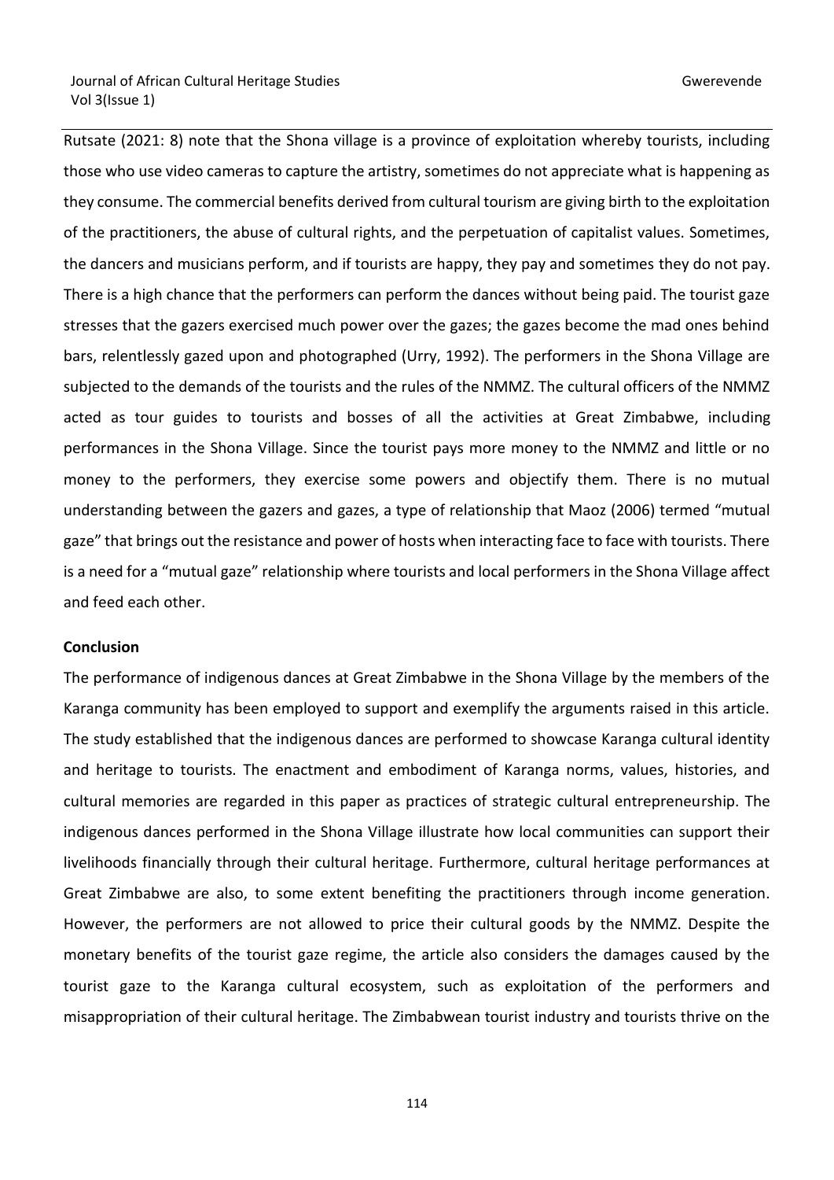Rutsate (2021: 8) note that the Shona village is a province of exploitation whereby tourists, including those who use video cameras to capture the artistry, sometimes do not appreciate what is happening as they consume. The commercial benefits derived from cultural tourism are giving birth to the exploitation of the practitioners, the abuse of cultural rights, and the perpetuation of capitalist values. Sometimes, the dancers and musicians perform, and if tourists are happy, they pay and sometimes they do not pay. There is a high chance that the performers can perform the dances without being paid. The tourist gaze stresses that the gazers exercised much power over the gazes; the gazes become the mad ones behind bars, relentlessly gazed upon and photographed (Urry, 1992). The performers in the Shona Village are subjected to the demands of the tourists and the rules of the NMMZ. The cultural officers of the NMMZ acted as tour guides to tourists and bosses of all the activities at Great Zimbabwe, including performances in the Shona Village. Since the tourist pays more money to the NMMZ and little or no money to the performers, they exercise some powers and objectify them. There is no mutual understanding between the gazers and gazes, a type of relationship that Maoz (2006) termed "mutual gaze" that brings out the resistance and power of hosts when interacting face to face with tourists. There is a need for a "mutual gaze" relationship where tourists and local performers in the Shona Village affect and feed each other.

**Conclusion**

The performance of indigenous dances at Great Zimbabwe in the Shona Village by the members of the Karanga community has been employed to support and exemplify the arguments raised in this article. The study established that the indigenous dances are performed to showcase Karanga cultural identity and heritage to tourists. The enactment and embodiment of Karanga norms, values, histories, and cultural memories are regarded in this paper as practices of strategic cultural entrepreneurship. The indigenous dances performed in the Shona Village illustrate how local communities can support their livelihoods financially through their cultural heritage. Furthermore, cultural heritage performances at Great Zimbabwe are also, to some extent benefiting the practitioners through income generation. However, the performers are not allowed to price their cultural goods by the NMMZ. Despite the monetary benefits of the tourist gaze regime, the article also considers the damages caused by the tourist gaze to the Karanga cultural ecosystem, such as exploitation of the performers and misappropriation of their cultural heritage. The Zimbabwean tourist industry and tourists thrive on the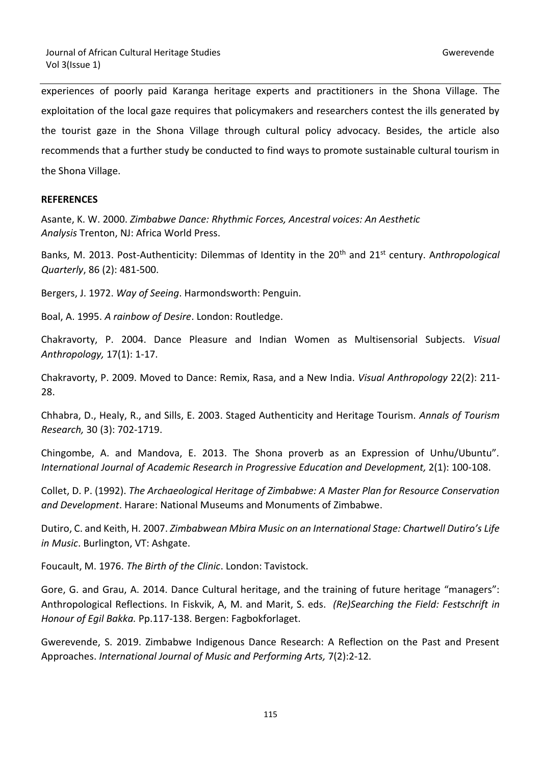experiences of poorly paid Karanga heritage experts and practitioners in the Shona Village. The exploitation of the local gaze requires that policymakers and researchers contest the ills generated by the tourist gaze in the Shona Village through cultural policy advocacy. Besides, the article also recommends that a further study be conducted to find ways to promote sustainable cultural tourism in the Shona Village.

**REFERENCES**

Asante, K. W. 2000. *Zimbabwe Dance: Rhythmic Forces, Ancestral voices: An Aesthetic Analysis* Trenton, NJ: Africa World Press.

Banks, M. 2013. Post-Authenticity: Dilemmas of Identity in the 20th and 21st century. A*nthropological Quarterly*, 86 (2): 481-500.

Bergers, J. 1972. *Way of Seeing*. Harmondsworth: Penguin.

Boal, A. 1995. *A rainbow of Desire*. London: Routledge.

Chakravorty, P. 2004. Dance Pleasure and Indian Women as Multisensorial Subjects. *Visual Anthropology,* 17(1): 1-17.

Chakravorty, P. 2009. Moved to Dance: Remix, Rasa, and a New India. *Visual Anthropology* 22(2): 211-28.

Chhabra, D., Healy, R., and Sills, E. 2003. Staged Authenticity and Heritage Tourism. *Annals of Tourism Research,* 30 (3): 702-1719.

Chingombe, A. and Mandova, E. 2013. The Shona proverb as an Expression of Unhu/Ubuntu". *International Journal of Academic Research in Progressive Education and Development,* 2(1): 100-108.

Collet, D. P. (1992). *The Archaeological Heritage of Zimbabwe: A Master Plan for Resource Conservation and Development*. Harare: National Museums and Monuments of Zimbabwe.

Dutiro, C. and Keith, H. 2007. *Zimbabwean Mbira Music on an International Stage: Chartwell Dutiro's Life in Music*. Burlington, VT: Ashgate.

Foucault, M. 1976. *The Birth of the Clinic*. London: Tavistock.

Gore, G. and Grau, A. 2014. Dance Cultural heritage, and the training of future heritage "managers": Anthropological Reflections. In Fiskvik, A, M. and Marit, S. eds. *(Re)Searching the Field: Festschrift in Honour of Egil Bakka.* Pp.117-138. Bergen: Fagbokforlaget.

Gwerevende, S. 2019. Zimbabwe Indigenous Dance Research: A Reflection on the Past and Present Approaches. *International Journal of Music and Performing Arts,* 7(2):2-12.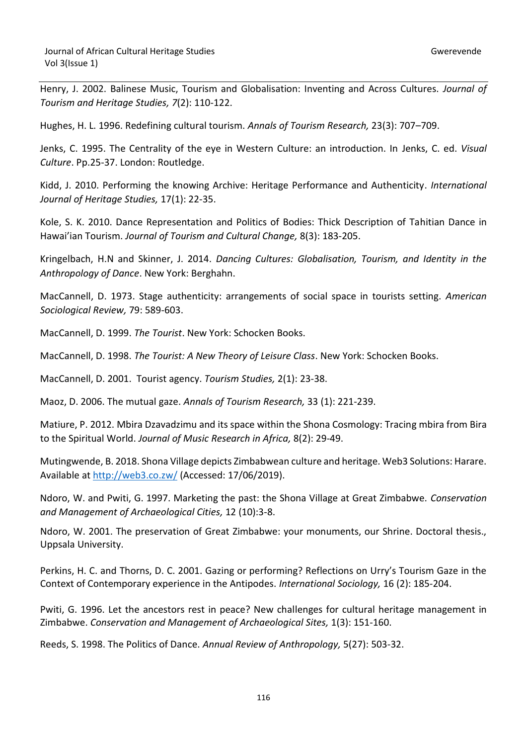Henry, J. 2002. Balinese Music, Tourism and Globalisation: Inventing and Across Cultures. *Journal of Tourism and Heritage Studies, 7*(2): 110-122.

Hughes, H. L. 1996. Redefining cultural tourism. *Annals of Tourism Research,* 23(3): 707–709.

Jenks, C. 1995. The Centrality of the eye in Western Culture: an introduction. In Jenks, C. ed. *Visual Culture*. Pp.25-37. London: Routledge.

Kidd, J. 2010. Performing the knowing Archive: Heritage Performance and Authenticity. *International Journal of Heritage Studies,* 17(1): 22-35.

Kole, S. K. 2010. Dance Representation and Politics of Bodies: Thick Description of Tahitian Dance in Hawai'ian Tourism. *Journal of Tourism and Cultural Change,* 8(3): 183-205.

Kringelbach, H.N and Skinner, J. 2014. *Dancing Cultures: Globalisation, Tourism, and Identity in the Anthropology of Dance*. New York: Berghahn.

MacCannell, D. 1973. Stage authenticity: arrangements of social space in tourists setting. *American Sociological Review,* 79: 589-603.

MacCannell, D. 1999. *The Tourist*. New York: Schocken Books.

MacCannell, D. 1998. *The Tourist: A New Theory of Leisure Class*. New York: Schocken Books.

MacCannell, D. 2001. Tourist agency. *Tourism Studies,* 2(1): 23-38.

Maoz, D. 2006. The mutual gaze. *Annals of Tourism Research,* 33 (1): 221-239.

Matiure, P. 2012. Mbira Dzavadzimu and its space within the Shona Cosmology: Tracing mbira from Bira to the Spiritual World. *Journal of Music Research in Africa,* 8(2): 29-49.

Mutingwende, B. 2018. Shona Village depicts Zimbabwean culture and heritage. Web3 Solutions: Harare. Available at http://web3.co.zw/ (Accessed: 17/06/2019).

Ndoro, W. and Pwiti, G. 1997. Marketing the past: the Shona Village at Great Zimbabwe. *Conservation and Management of Archaeological Cities,* 12 (10):3-8.

Ndoro, W. 2001. The preservation of Great Zimbabwe: your monuments, our Shrine. Doctoral thesis., Uppsala University.

Perkins, H. C. and Thorns, D. C. 2001. Gazing or performing? Reflections on Urry's Tourism Gaze in the Context of Contemporary experience in the Antipodes. *International Sociology,* 16 (2): 185-204.

Pwiti, G. 1996. Let the ancestors rest in peace? New challenges for cultural heritage management in Zimbabwe. *Conservation and Management of Archaeological Sites,* 1(3): 151-160.

Reeds, S. 1998. The Politics of Dance. *Annual Review of Anthropology,* 5(27): 503-32.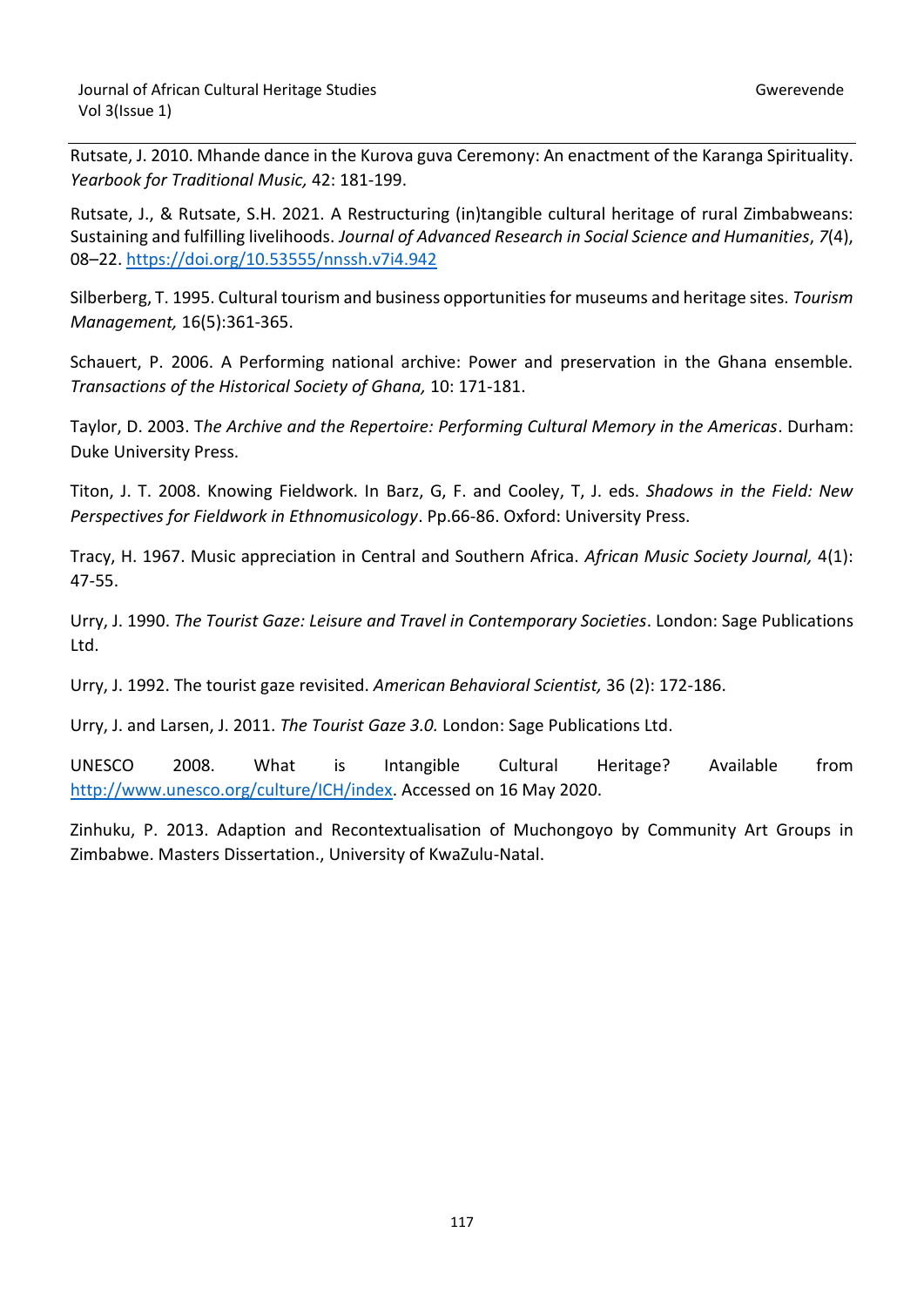Rutsate, J. 2010. Mhande dance in the Kurova guva Ceremony: An enactment of the Karanga Spirituality. *Yearbook for Traditional Music,* 42: 181-199.

Rutsate, J., & Rutsate, S.H. 2021. A Restructuring (in)tangible cultural heritage of rural Zimbabweans: Sustaining and fulfilling livelihoods. *Journal of Advanced Research in Social Science and Humanities*, *7*(4), 08–22. https://doi.org/10.53555/nnssh.v7i4.942

Silberberg, T. 1995. Cultural tourism and business opportunities for museums and heritage sites. *Tourism Management,* 16(5):361-365.

Schauert, P. 2006. A Performing national archive: Power and preservation in the Ghana ensemble. *Transactions of the Historical Society of Ghana,* 10: 171-181.

Taylor, D. 2003. T*he Archive and the Repertoire: Performing Cultural Memory in the Americas*. Durham: Duke University Press.

Titon, J. T. 2008. Knowing Fieldwork. In Barz, G, F. and Cooley, T, J. eds. *Shadows in the Field: New Perspectives for Fieldwork in Ethnomusicology*. Pp.66-86. Oxford: University Press.

Tracy, H. 1967. Music appreciation in Central and Southern Africa. *African Music Society Journal,* 4(1): 47-55.

Urry, J. 1990. *The Tourist Gaze: Leisure and Travel in Contemporary Societies*. London: Sage Publications Ltd.

Urry, J. 1992. The tourist gaze revisited. *American Behavioral Scientist,* 36 (2): 172-186.

Urry, J. and Larsen, J. 2011. *The Tourist Gaze 3.0.* London: Sage Publications Ltd.

UNESCO 2008. What is Intangible Cultural Heritage? Available from http://www.unesco.org/culture/ICH/index. Accessed on 16 May 2020.

Zinhuku, P. 2013. Adaption and Recontextualisation of Muchongoyo by Community Art Groups in Zimbabwe. Masters Dissertation., University of KwaZulu-Natal.